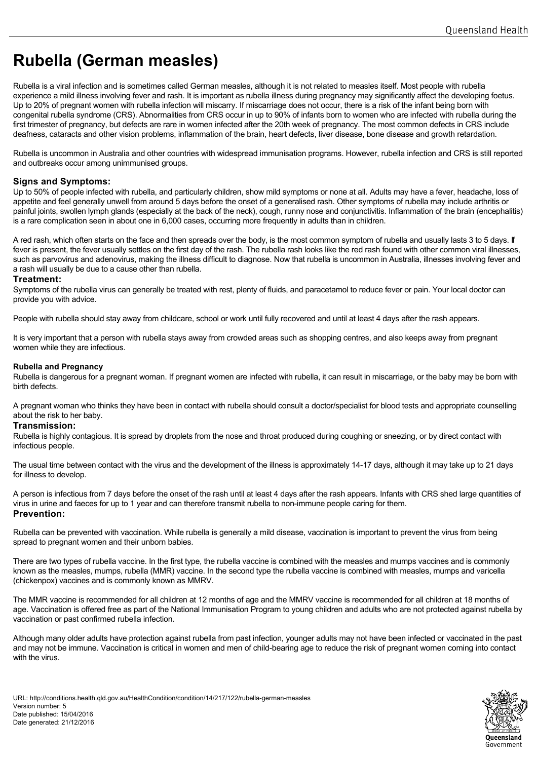# Rubella (German measles)

Rubella is a viral infection and is sometimes called German measles, although it is not related to measles itself. Most people with rubella experience a mild illness involving fever and rash. It is important as rubella illness during pregnancy may significantly affect the developing foetus. Up to 20% of pregnant women with rubella infection will miscarry. If miscarriage does not occur, there is a risk of the infant being born with congenital rubella syndrome (CRS). Abnormalities from CRS occur in up to 90% of infants born to women who are infected with rubella during the first trimester of pregnancy, but defects are rare in women infected after the 20th week of pregnancy. The most common defects in CRS include deafness, cataracts and other vision problems, inflammation of the brain, heart defects, liver disease, bone disease and growth retardation.

Rubella is uncommon in Australia and other countries with widespread immunisation programs. However, rubella infection and CRS is still reported and outbreaks occur among unimmunised groups.

## Signs and Symptoms:

Up to 50% of people infected with rubella, and particularly children, show mild symptoms or none at all. Adults may have a fever, headache, loss of appetite and feel generally unwell from around 5 days before the onset of a generalised rash. Other symptoms of rubella may include arthritis or painful joints, swollen lymph glands (especially at the back of the neck), cough, runny nose and conjunctivitis. Inflammation of the brain (encephalitis) is a rare complication seen in about one in 6,000 cases, occurring more frequently in adults than in children.

A red rash, which often starts on the face and then spreads over the body, is the most common symptom of rubella and usually lasts 3 to 5 days. If fever is present, the fever usually settles on the first day of the rash. The rubella rash looks like the red rash found with other common viral illnesses, such as parvovirus and adenovirus, making the illness difficult to diagnose. Now that rubella is uncommon in Australia, illnesses involving fever and a rash will usually be due to a cause other than rubella.

## Treatment:

Symptoms of the rubella virus can generally be treated with rest, plenty of fluids, and paracetamol to reduce fever or pain. Your local doctor can provide you with advice.

People with rubella should stay away from childcare, school or work until fully recovered and until at least 4 days after the rash appears.

It is very important that a person with rubella stays away from crowded areas such as shopping centres, and also keeps away from pregnant women while they are infectious.

### Rubella and Pregnancy

Rubella is dangerous for a pregnant woman. If pregnant women are infected with rubella, it can result in miscarriage, or the baby may be born with birth defects.

A pregnant woman who thinks they have been in contact with rubella should consult a doctor/specialist for blood tests and appropriate counselling about the risk to her baby.

## Transmission:

Rubella is highly contagious. It is spread by droplets from the nose and throat produced during coughing or sneezing, or by direct contact with infectious people.

The usual time between contact with the virus and the development of the illness is approximately 14-17 days, although it may take up to 21 days for illness to develop.

A person is infectious from 7 days before the onset of the rash until at least 4 days after the rash appears. Infants with CRS shed large quantities of virus in urine and faeces for up to 1 year and can therefore transmit rubella to non-immune people caring for them.

## Prevention:

Rubella can be prevented with vaccination. While rubella is generally a mild disease, vaccination is important to prevent the virus from being spread to pregnant women and their unborn babies.

There are two types of rubella vaccine. In the first type, the rubella vaccine is combined with the measles and mumps vaccines and is commonly known as the measles, mumps, rubella (MMR) vaccine. In the second type the rubella vaccine is combined with measles, mumps and varicella (chickenpox) vaccines and is commonly known as MMRV.

The MMR vaccine is recommended for all children at 12 months of age and the MMRV vaccine is recommended for all children at 18 months of age. Vaccination is offered free as part of the National Immunisation Program to young children and adults who are not protected against rubella by vaccination or past confirmed rubella infection.

Although many older adults have protection against rubella from past infection, younger adults may not have been infected or vaccinated in the past and may not be immune. Vaccination is critical in women and men of child-bearing age to reduce the risk of pregnant women coming into contact with the virus.

URL: http://conditions.health.qld.gov.au/HealthCondition/condition/14/217/122/rubella-german-measles
Version number: 5
Date published: 15/04/2016
Date generated: 21/12/2016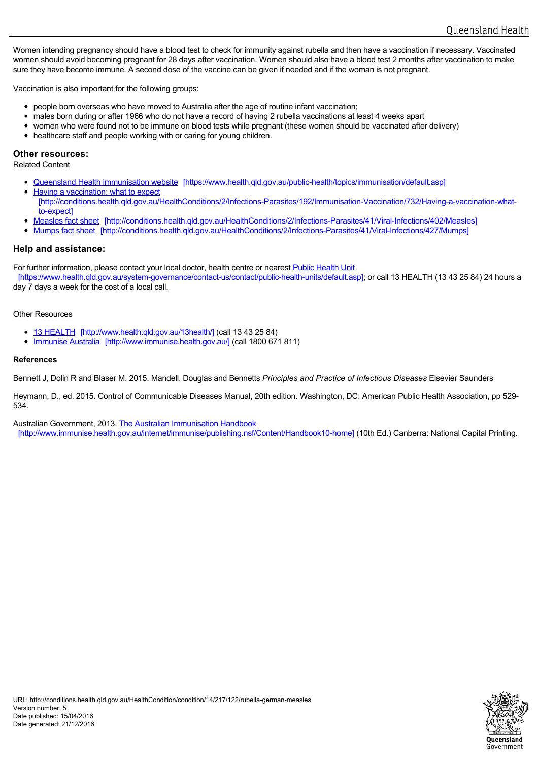Women intending pregnancy should have a blood test to check for immunity against rubella and then have a vaccination if necessary. Vaccinated women should avoid becoming pregnant for 28 days after vaccination. Women should also have a blood test 2 months after vaccination to make sure they have become immune. A second dose of the vaccine can be given if needed and if the woman is not pregnant.

Vaccination is also important for the following groups:

- people born overseas who have moved to Australia after the age of routine infant vaccination;
- males born during or after 1966 who do not have a record of having 2 rubella vaccinations at least 4 weeks apart
- women who were found not to be immune on blood tests while pregnant (these women should be vaccinated after delivery)
- healthcare staff and people working with or caring for young children.

## Other resources:

Related Content

- Queensland Health immunisation website [https://www.health.qld.gov.au/public-health/topics/immunisation/default.asp]
- Having a vaccination: what to expect [http://conditions.health.qld.gov.au/HealthConditions/2/Infections-Parasites/192/Immunisation-Vaccination/732/Having-a-vaccination-what-to-expect]
- Measles fact sheet [http://conditions.health.qld.gov.au/HealthConditions/2/Infections-Parasites/41/Viral-Infections/402/Measles]
- Mumps fact sheet [http://conditions.health.qld.gov.au/HealthConditions/2/Infections-Parasites/41/Viral-Infections/427/Mumps]

## Help and assistance:

For further information, please contact your local doctor, health centre or nearest Public Health Unit [https://www.health.qld.gov.au/system-governance/contact-us/contact/public-health-units/default.asp]; or call 13 HEALTH (13 43 25 84) 24 hours a day 7 days a week for the cost of a local call.

Other Resources

- 13 HEALTH [http://www.health.qld.gov.au/13health/] (call 13 43 25 84)
- Immunise Australia [http://www.immunise.health.gov.au/] (call 1800 671 811)

### References

Bennett J, Dolin R and Blaser M. 2015. Mandell, Douglas and Bennetts *Principles and Practice of Infectious Diseases* Elsevier Saunders

Heymann, D., ed. 2015. Control of Communicable Diseases Manual, 20th edition. Washington, DC: American Public Health Association, pp 529-534.

Australian Government, 2013. The Australian Immunisation Handbook [http://www.immunise.health.gov.au/internet/immunise/publishing.nsf/Content/Handbook10-home] (10th Ed.) Canberra: National Capital Printing.

URL: http://conditions.health.qld.gov.au/HealthCondition/condition/14/217/122/rubella-german-measles
Version number: 5
Date published: 15/04/2016
Date generated: 21/12/2016